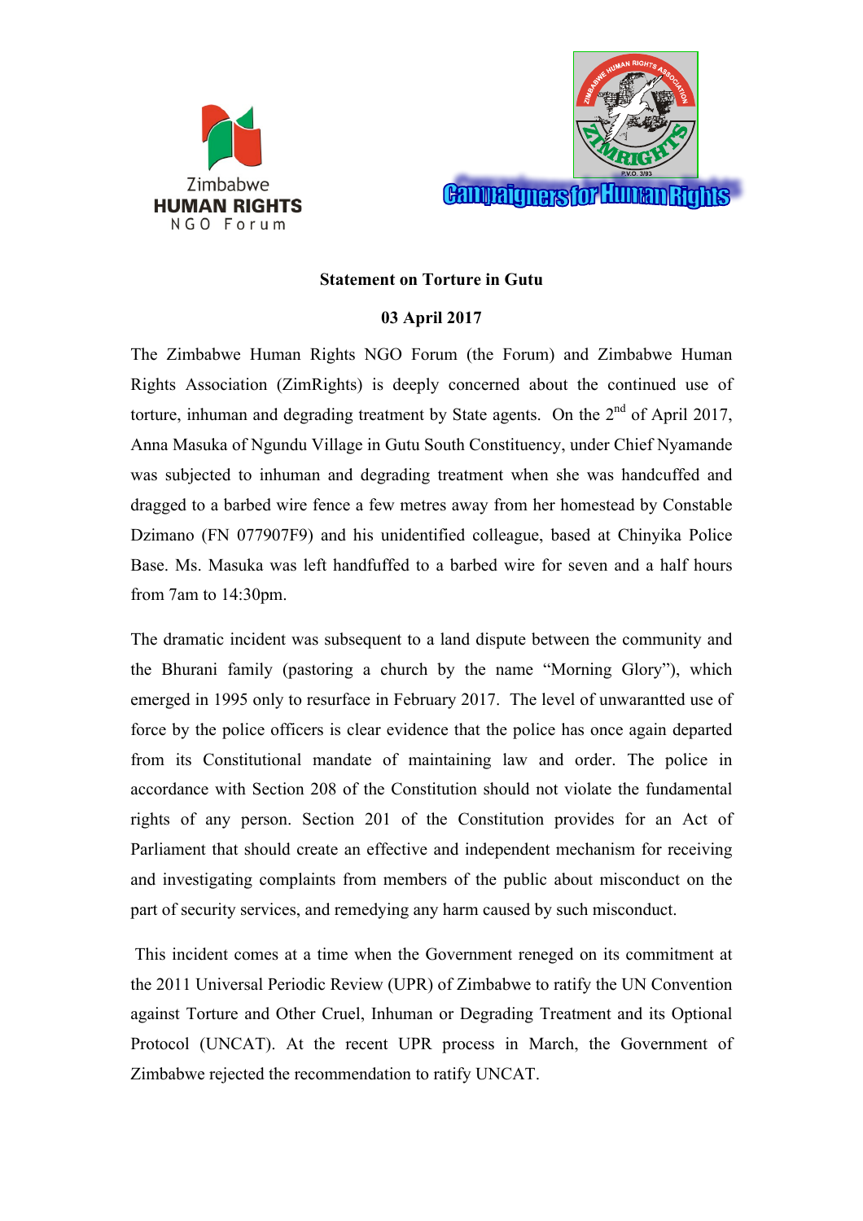Zimbabwe
**HUMAN RIGHTS**
NGO Forum

Campaigners for Human Rights

**Statement on Torture in Gutu**

**03 April 2017**

The Zimbabwe Human Rights NGO Forum (the Forum) and Zimbabwe Human Rights Association (ZimRights) is deeply concerned about the continued use of torture, inhuman and degrading treatment by State agents. On the 2nd of April 2017, Anna Masuka of Ngundu Village in Gutu South Constituency, under Chief Nyamande was subjected to inhuman and degrading treatment when she was handcuffed and dragged to a barbed wire fence a few metres away from her homestead by Constable Dzimano (FN 077907F9) and his unidentified colleague, based at Chinyika Police Base. Ms. Masuka was left handfuffed to a barbed wire for seven and a half hours from 7am to 14:30pm.

The dramatic incident was subsequent to a land dispute between the community and the Bhurani family (pastoring a church by the name "Morning Glory"), which emerged in 1995 only to resurface in February 2017. The level of unwarantted use of force by the police officers is clear evidence that the police has once again departed from its Constitutional mandate of maintaining law and order. The police in accordance with Section 208 of the Constitution should not violate the fundamental rights of any person. Section 201 of the Constitution provides for an Act of Parliament that should create an effective and independent mechanism for receiving and investigating complaints from members of the public about misconduct on the part of security services, and remedying any harm caused by such misconduct.

This incident comes at a time when the Government reneged on its commitment at the 2011 Universal Periodic Review (UPR) of Zimbabwe to ratify the UN Convention against Torture and Other Cruel, Inhuman or Degrading Treatment and its Optional Protocol (UNCAT). At the recent UPR process in March, the Government of Zimbabwe rejected the recommendation to ratify UNCAT.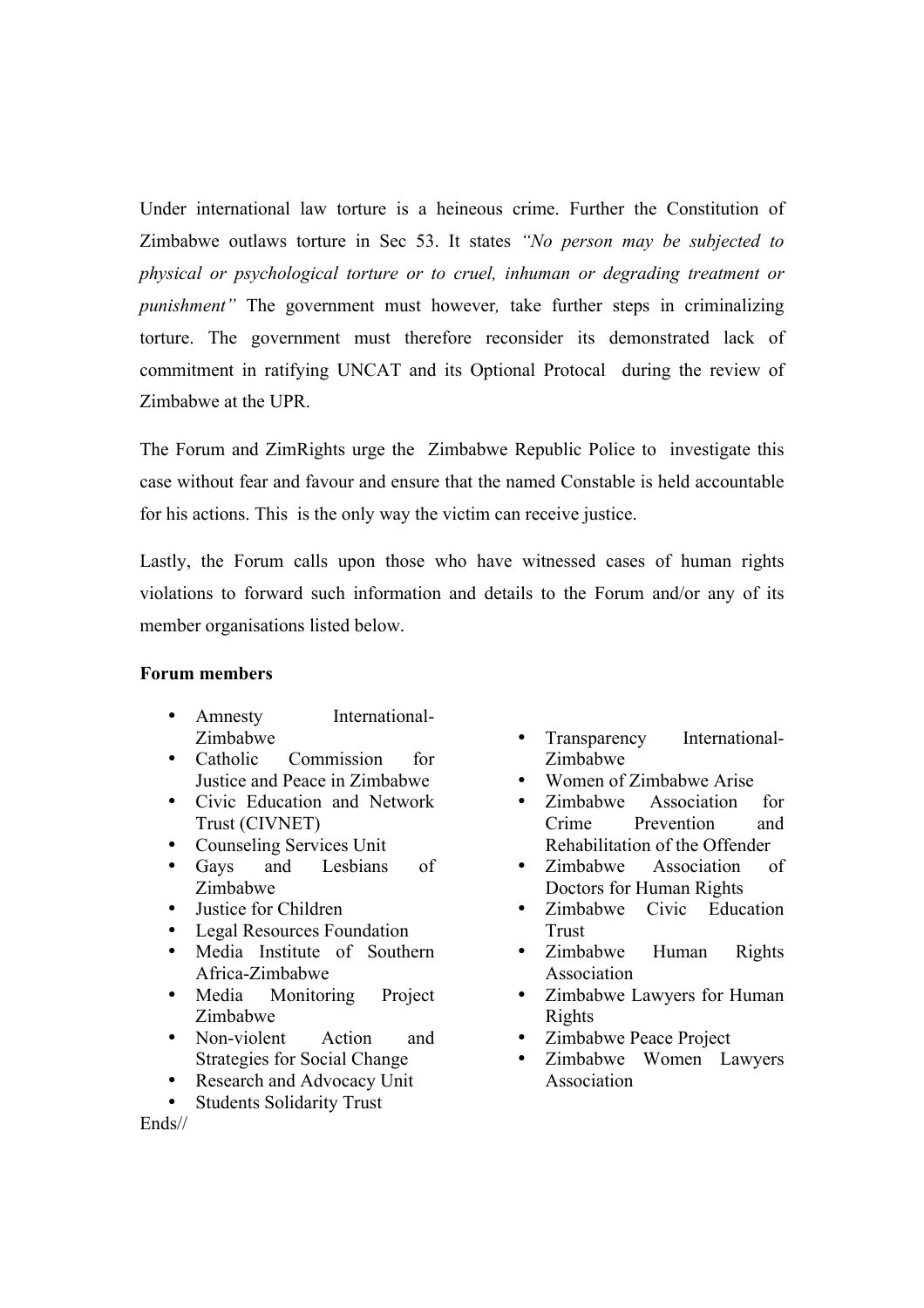Under international law torture is a heineous crime. Further the Constitution of Zimbabwe outlaws torture in Sec 53. It states *"No person may be subjected to physical or psychological torture or to cruel, inhuman or degrading treatment or punishment"* The government must however, take further steps in criminalizing torture. The government must therefore reconsider its demonstrated lack of commitment in ratifying UNCAT and its Optional Protocal during the review of Zimbabwe at the UPR.

The Forum and ZimRights urge the Zimbabwe Republic Police to investigate this case without fear and favour and ensure that the named Constable is held accountable for his actions. This is the only way the victim can receive justice.

Lastly, the Forum calls upon those who have witnessed cases of human rights violations to forward such information and details to the Forum and/or any of its member organisations listed below.

**Forum members**

- Amnesty International-Zimbabwe
- Catholic Commission for Justice and Peace in Zimbabwe
- Civic Education and Network Trust (CIVNET)
- Counseling Services Unit
- Gays and Lesbians of Zimbabwe
- Justice for Children
- Legal Resources Foundation
- Media Institute of Southern Africa-Zimbabwe
- Media Monitoring Project Zimbabwe
- Non-violent Action and Strategies for Social Change
- Research and Advocacy Unit
- Students Solidarity Trust
- Transparency International-Zimbabwe
- Women of Zimbabwe Arise
- Zimbabwe Association for Crime Prevention and Rehabilitation of the Offender
- Zimbabwe Association of Doctors for Human Rights
- Zimbabwe Civic Education Trust
- Zimbabwe Human Rights Association
- Zimbabwe Lawyers for Human Rights
- Zimbabwe Peace Project
- Zimbabwe Women Lawyers Association

Ends//